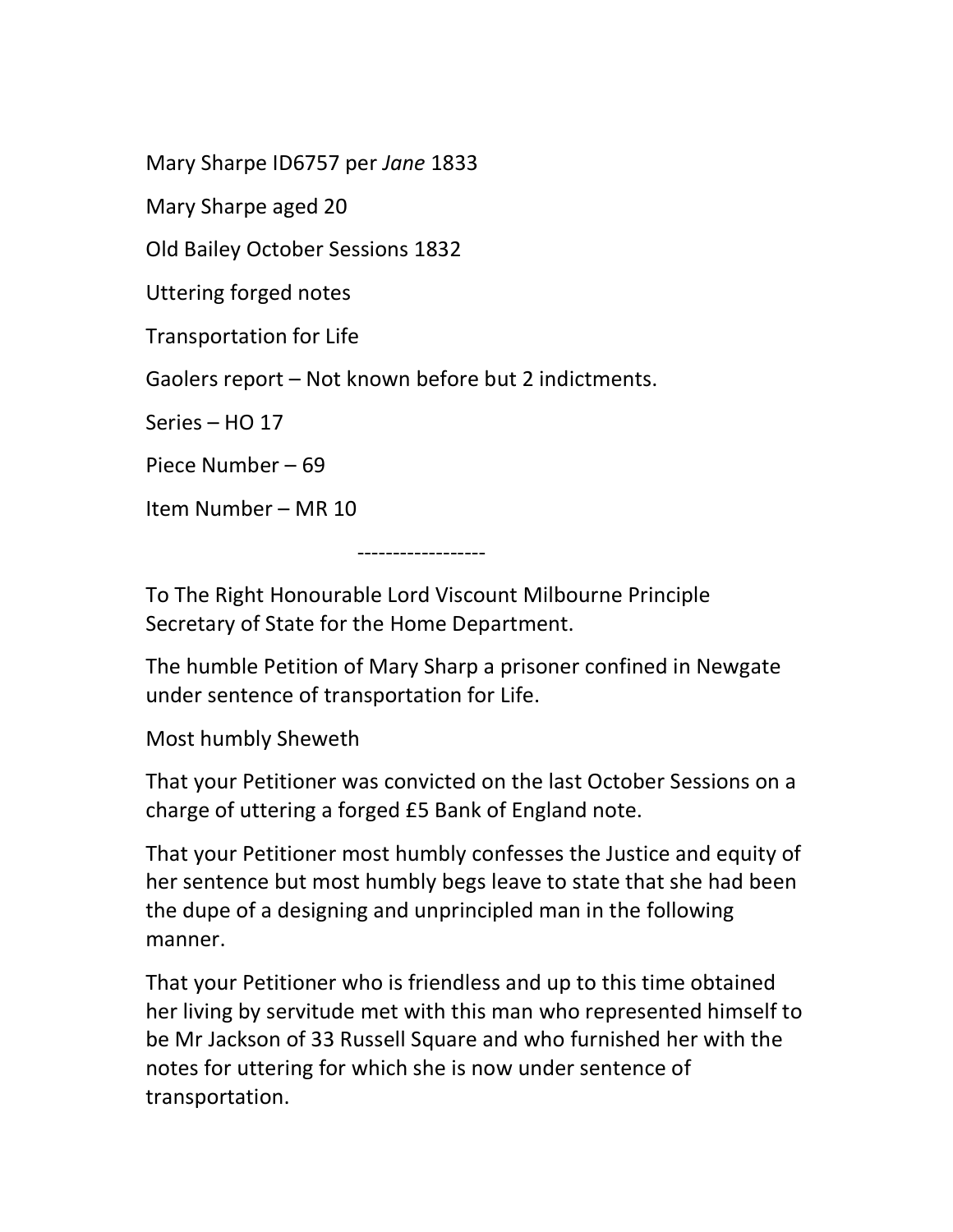Mary Sharpe ID6757 per *Jane* 1833

Mary Sharpe aged 20

Old Bailey October Sessions 1832

Uttering forged notes

Transportation for Life

Gaolers report – Not known before but 2 indictments.

Series – HO 17

Piece Number – 69

Item Number – MR 10

------------------

To The Right Honourable Lord Viscount Milbourne Principle Secretary of State for the Home Department.

The humble Petition of Mary Sharp a prisoner confined in Newgate under sentence of transportation for Life.

Most humbly Sheweth

That your Petitioner was convicted on the last October Sessions on a charge of uttering a forged £5 Bank of England note.

That your Petitioner most humbly confesses the Justice and equity of her sentence but most humbly begs leave to state that she had been the dupe of a designing and unprincipled man in the following manner.

That your Petitioner who is friendless and up to this time obtained her living by servitude met with this man who represented himself to be Mr Jackson of 33 Russell Square and who furnished her with the notes for uttering for which she is now under sentence of transportation.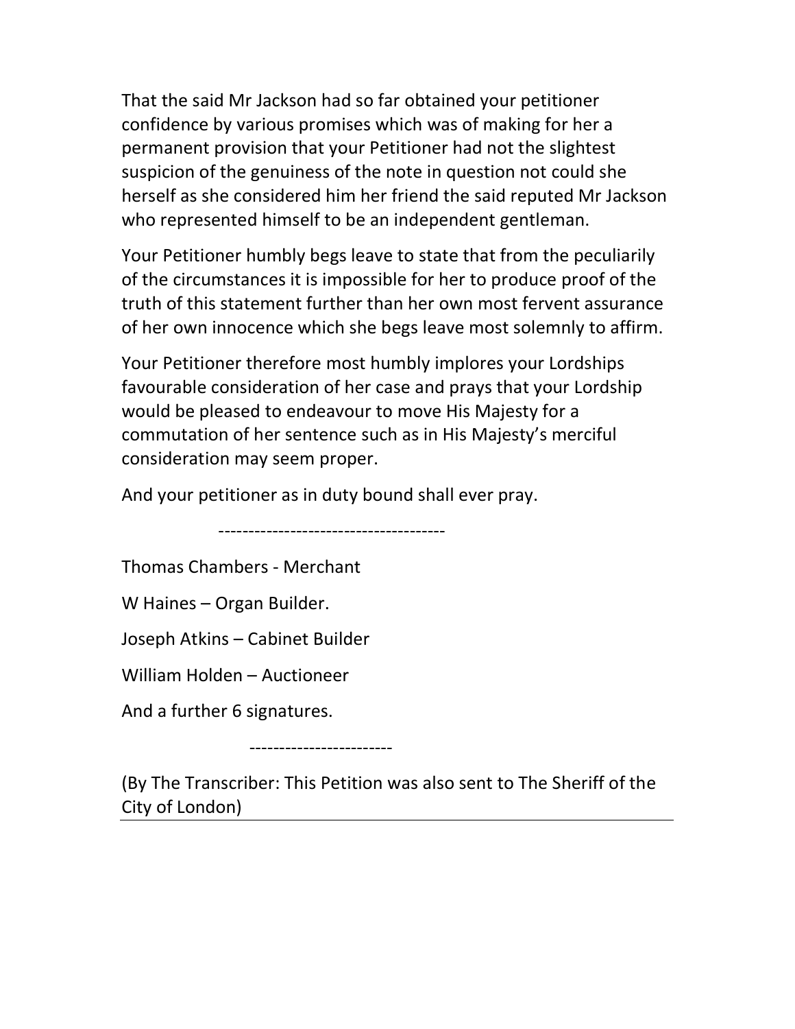That the said Mr Jackson had so far obtained your petitioner confidence by various promises which was of making for her a permanent provision that your Petitioner had not the slightest suspicion of the genuiness of the note in question not could she herself as she considered him her friend the said reputed Mr Jackson who represented himself to be an independent gentleman.

Your Petitioner humbly begs leave to state that from the peculiarily of the circumstances it is impossible for her to produce proof of the truth of this statement further than her own most fervent assurance of her own innocence which she begs leave most solemnly to affirm.

Your Petitioner therefore most humbly implores your Lordships favourable consideration of her case and prays that your Lordship would be pleased to endeavour to move His Majesty for a commutation of her sentence such as in His Majesty's merciful consideration may seem proper.

And your petitioner as in duty bound shall ever pray.

--------------------------------------

Thomas Chambers - Merchant

W Haines – Organ Builder.

Joseph Atkins – Cabinet Builder

William Holden – Auctioneer

And a further 6 signatures.

-----------------------

(By The Transcriber: This Petition was also sent to The Sheriff of the City of London)